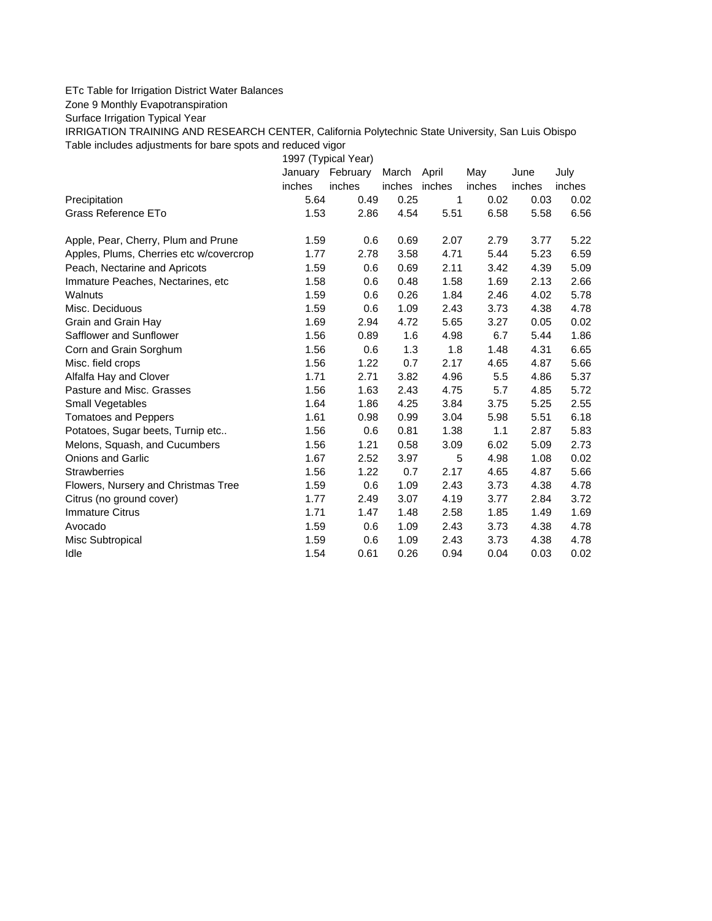ETc Table for Irrigation District Water Balances

Zone 9 Monthly Evapotranspiration

Surface Irrigation Typical Year

IRRIGATION TRAINING AND RESEARCH CENTER, California Polytechnic State University, San Luis Obispo

Table includes adjustments for bare spots and reduced vigor

| | 1997 (Typical Year) | | | | | | |
|---|---|---|---|---|---|---|---|
| | January | February | March | April | May | June | July |
| | inches | inches | inches | inches | inches | inches | inches |
| Precipitation | 5.64 | 0.49 | 0.25 | 1 | 0.02 | 0.03 | 0.02 |
| Grass Reference ETo | 1.53 | 2.86 | 4.54 | 5.51 | 6.58 | 5.58 | 6.56 |
| | | | | | | | |
| Apple, Pear, Cherry, Plum and Prune | 1.59 | 0.6 | 0.69 | 2.07 | 2.79 | 3.77 | 5.22 |
| Apples, Plums, Cherries etc w/covercrop | 1.77 | 2.78 | 3.58 | 4.71 | 5.44 | 5.23 | 6.59 |
| Peach, Nectarine and Apricots | 1.59 | 0.6 | 0.69 | 2.11 | 3.42 | 4.39 | 5.09 |
| Immature Peaches, Nectarines, etc | 1.58 | 0.6 | 0.48 | 1.58 | 1.69 | 2.13 | 2.66 |
| Walnuts | 1.59 | 0.6 | 0.26 | 1.84 | 2.46 | 4.02 | 5.78 |
| Misc. Deciduous | 1.59 | 0.6 | 1.09 | 2.43 | 3.73 | 4.38 | 4.78 |
| Grain and Grain Hay | 1.69 | 2.94 | 4.72 | 5.65 | 3.27 | 0.05 | 0.02 |
| Safflower and Sunflower | 1.56 | 0.89 | 1.6 | 4.98 | 6.7 | 5.44 | 1.86 |
| Corn and Grain Sorghum | 1.56 | 0.6 | 1.3 | 1.8 | 1.48 | 4.31 | 6.65 |
| Misc. field crops | 1.56 | 1.22 | 0.7 | 2.17 | 4.65 | 4.87 | 5.66 |
| Alfalfa Hay and Clover | 1.71 | 2.71 | 3.82 | 4.96 | 5.5 | 4.86 | 5.37 |
| Pasture and Misc. Grasses | 1.56 | 1.63 | 2.43 | 4.75 | 5.7 | 4.85 | 5.72 |
| Small Vegetables | 1.64 | 1.86 | 4.25 | 3.84 | 3.75 | 5.25 | 2.55 |
| Tomatoes and Peppers | 1.61 | 0.98 | 0.99 | 3.04 | 5.98 | 5.51 | 6.18 |
| Potatoes, Sugar beets, Turnip etc.. | 1.56 | 0.6 | 0.81 | 1.38 | 1.1 | 2.87 | 5.83 |
| Melons, Squash, and Cucumbers | 1.56 | 1.21 | 0.58 | 3.09 | 6.02 | 5.09 | 2.73 |
| Onions and Garlic | 1.67 | 2.52 | 3.97 | 5 | 4.98 | 1.08 | 0.02 |
| Strawberries | 1.56 | 1.22 | 0.7 | 2.17 | 4.65 | 4.87 | 5.66 |
| Flowers, Nursery and Christmas Tree | 1.59 | 0.6 | 1.09 | 2.43 | 3.73 | 4.38 | 4.78 |
| Citrus (no ground cover) | 1.77 | 2.49 | 3.07 | 4.19 | 3.77 | 2.84 | 3.72 |
| Immature Citrus | 1.71 | 1.47 | 1.48 | 2.58 | 1.85 | 1.49 | 1.69 |
| Avocado | 1.59 | 0.6 | 1.09 | 2.43 | 3.73 | 4.38 | 4.78 |
| Misc Subtropical | 1.59 | 0.6 | 1.09 | 2.43 | 3.73 | 4.38 | 4.78 |
| Idle | 1.54 | 0.61 | 0.26 | 0.94 | 0.04 | 0.03 | 0.02 |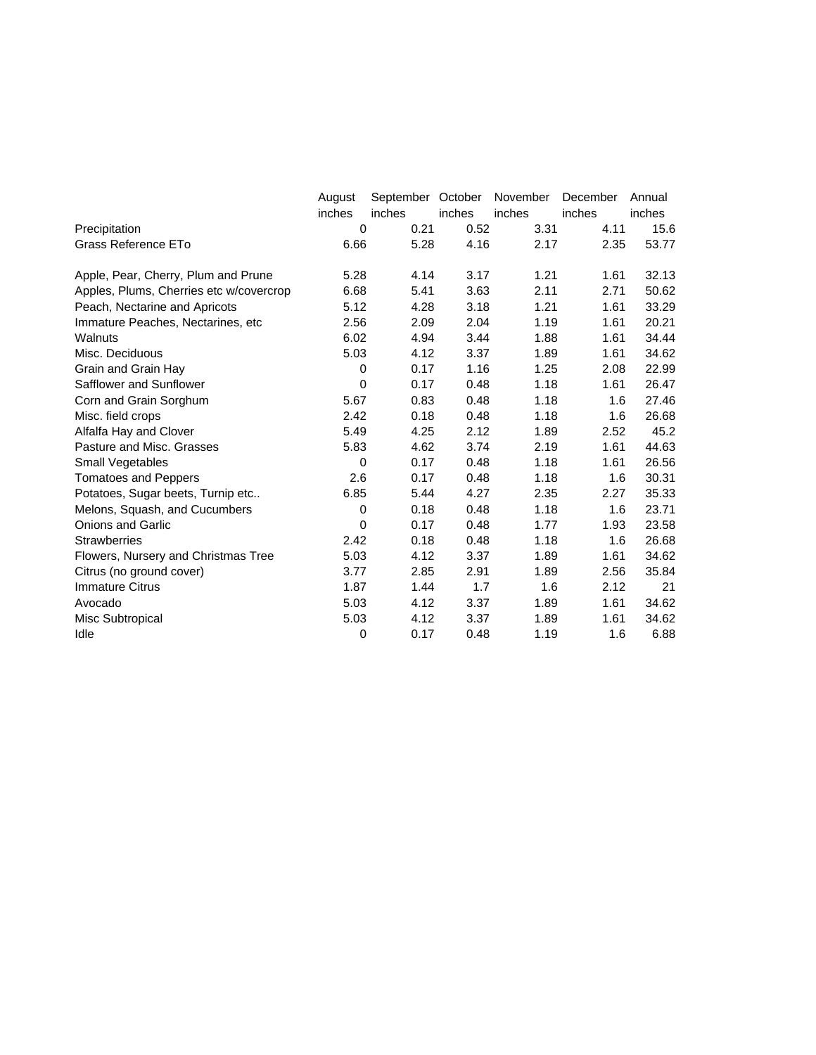| | August inches | September inches | October inches | November inches | December inches | Annual inches |
|---|---|---|---|---|---|---|
| Precipitation | 0 | 0.21 | 0.52 | 3.31 | 4.11 | 15.6 |
| Grass Reference ETo | 6.66 | 5.28 | 4.16 | 2.17 | 2.35 | 53.77 |
| | | | | | | |
| Apple, Pear, Cherry, Plum and Prune | 5.28 | 4.14 | 3.17 | 1.21 | 1.61 | 32.13 |
| Apples, Plums, Cherries etc w/covercrop | 6.68 | 5.41 | 3.63 | 2.11 | 2.71 | 50.62 |
| Peach, Nectarine and Apricots | 5.12 | 4.28 | 3.18 | 1.21 | 1.61 | 33.29 |
| Immature Peaches, Nectarines, etc | 2.56 | 2.09 | 2.04 | 1.19 | 1.61 | 20.21 |
| Walnuts | 6.02 | 4.94 | 3.44 | 1.88 | 1.61 | 34.44 |
| Misc. Deciduous | 5.03 | 4.12 | 3.37 | 1.89 | 1.61 | 34.62 |
| Grain and Grain Hay | 0 | 0.17 | 1.16 | 1.25 | 2.08 | 22.99 |
| Safflower and Sunflower | 0 | 0.17 | 0.48 | 1.18 | 1.61 | 26.47 |
| Corn and Grain Sorghum | 5.67 | 0.83 | 0.48 | 1.18 | 1.6 | 27.46 |
| Misc. field crops | 2.42 | 0.18 | 0.48 | 1.18 | 1.6 | 26.68 |
| Alfalfa Hay and Clover | 5.49 | 4.25 | 2.12 | 1.89 | 2.52 | 45.2 |
| Pasture and Misc. Grasses | 5.83 | 4.62 | 3.74 | 2.19 | 1.61 | 44.63 |
| Small Vegetables | 0 | 0.17 | 0.48 | 1.18 | 1.61 | 26.56 |
| Tomatoes and Peppers | 2.6 | 0.17 | 0.48 | 1.18 | 1.6 | 30.31 |
| Potatoes, Sugar beets, Turnip etc.. | 6.85 | 5.44 | 4.27 | 2.35 | 2.27 | 35.33 |
| Melons, Squash, and Cucumbers | 0 | 0.18 | 0.48 | 1.18 | 1.6 | 23.71 |
| Onions and Garlic | 0 | 0.17 | 0.48 | 1.77 | 1.93 | 23.58 |
| Strawberries | 2.42 | 0.18 | 0.48 | 1.18 | 1.6 | 26.68 |
| Flowers, Nursery and Christmas Tree | 5.03 | 4.12 | 3.37 | 1.89 | 1.61 | 34.62 |
| Citrus (no ground cover) | 3.77 | 2.85 | 2.91 | 1.89 | 2.56 | 35.84 |
| Immature Citrus | 1.87 | 1.44 | 1.7 | 1.6 | 2.12 | 21 |
| Avocado | 5.03 | 4.12 | 3.37 | 1.89 | 1.61 | 34.62 |
| Misc Subtropical | 5.03 | 4.12 | 3.37 | 1.89 | 1.61 | 34.62 |
| Idle | 0 | 0.17 | 0.48 | 1.19 | 1.6 | 6.88 |